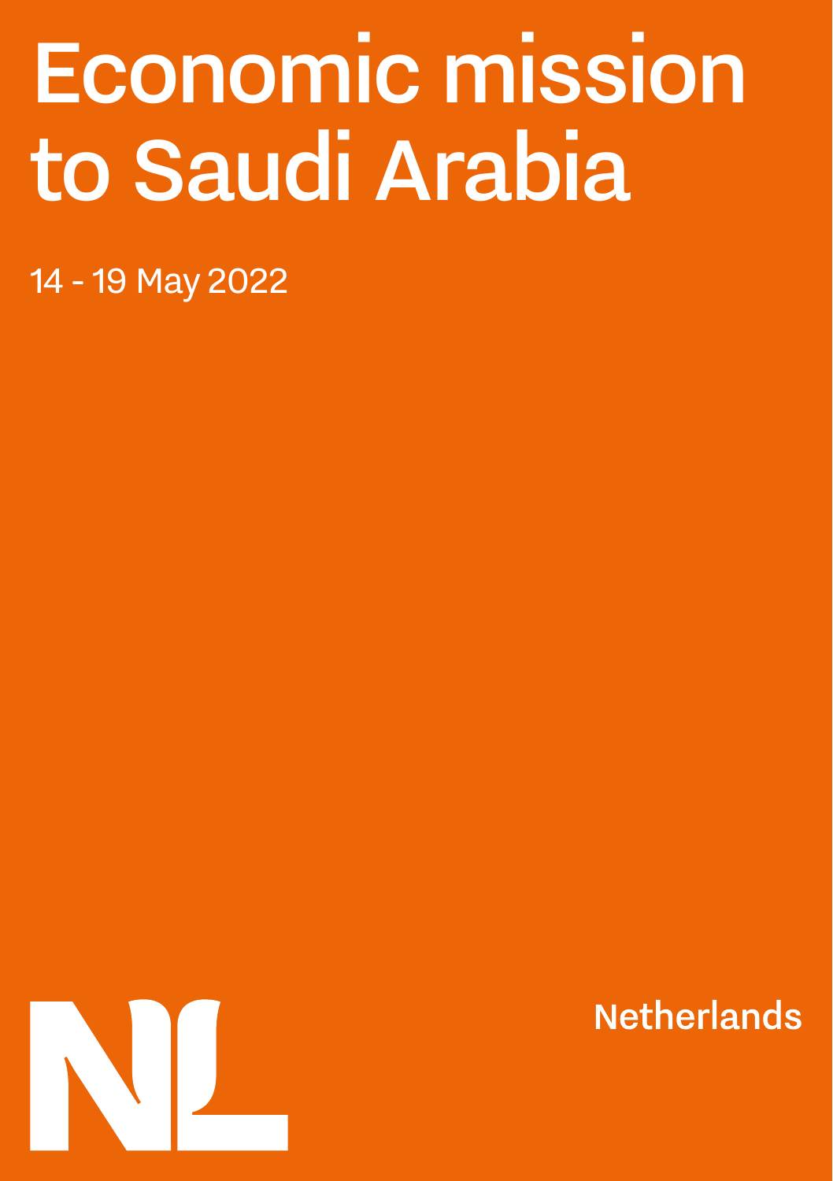# Economic mission to Saudi Arabia

14 - 19 May 2022

Netherlands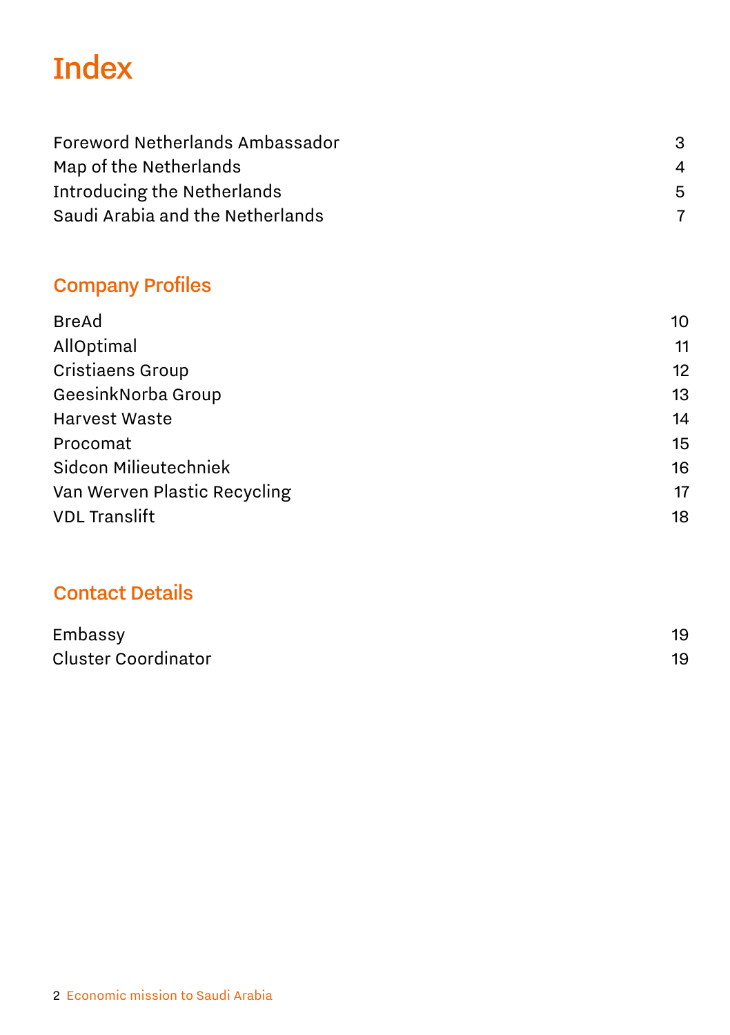# Index

| | |
|---|---|
| Foreword Netherlands Ambassador | 3 |
| Map of the Netherlands | 4 |
| Introducing the Netherlands | 5 |
| Saudi Arabia and the Netherlands | 7 |

## Company Profiles

| | |
|---|---|
| BreAd | 10 |
| AllOptimal | 11 |
| Cristiaens Group | 12 |
| GeesinkNorba Group | 13 |
| Harvest Waste | 14 |
| Procomat | 15 |
| Sidcon Milieutechniek | 16 |
| Van Werven Plastic Recycling | 17 |
| VDL Translift | 18 |

## Contact Details

| | |
|---|---|
| Embassy | 19 |
| Cluster Coordinator | 19 |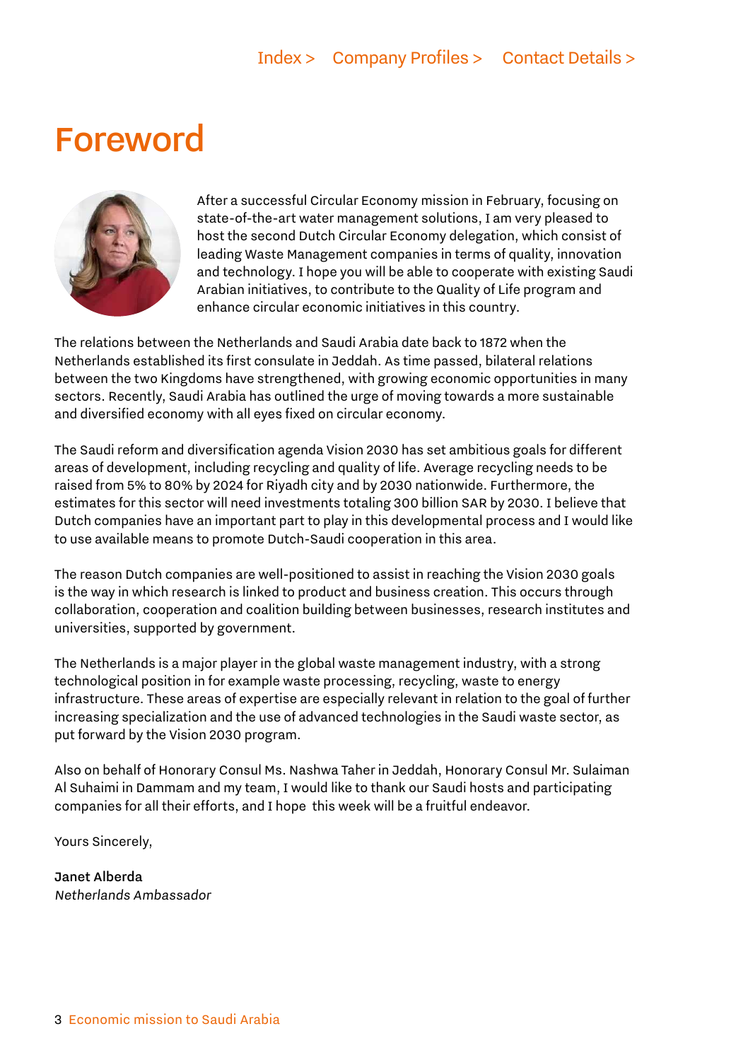# Foreword

After a successful Circular Economy mission in February, focusing on state-of-the-art water management solutions, I am very pleased to host the second Dutch Circular Economy delegation, which consist of leading Waste Management companies in terms of quality, innovation and technology. I hope you will be able to cooperate with existing Saudi Arabian initiatives, to contribute to the Quality of Life program and enhance circular economic initiatives in this country.

The relations between the Netherlands and Saudi Arabia date back to 1872 when the Netherlands established its first consulate in Jeddah. As time passed, bilateral relations between the two Kingdoms have strengthened, with growing economic opportunities in many sectors. Recently, Saudi Arabia has outlined the urge of moving towards a more sustainable and diversified economy with all eyes fixed on circular economy.

The Saudi reform and diversification agenda Vision 2030 has set ambitious goals for different areas of development, including recycling and quality of life. Average recycling needs to be raised from 5% to 80% by 2024 for Riyadh city and by 2030 nationwide. Furthermore, the estimates for this sector will need investments totaling 300 billion SAR by 2030. I believe that Dutch companies have an important part to play in this developmental process and I would like to use available means to promote Dutch-Saudi cooperation in this area.

The reason Dutch companies are well-positioned to assist in reaching the Vision 2030 goals is the way in which research is linked to product and business creation. This occurs through collaboration, cooperation and coalition building between businesses, research institutes and universities, supported by government.

The Netherlands is a major player in the global waste management industry, with a strong technological position in for example waste processing, recycling, waste to energy infrastructure. These areas of expertise are especially relevant in relation to the goal of further increasing specialization and the use of advanced technologies in the Saudi waste sector, as put forward by the Vision 2030 program.

Also on behalf of Honorary Consul Ms. Nashwa Taher in Jeddah, Honorary Consul Mr. Sulaiman Al Suhaimi in Dammam and my team, I would like to thank our Saudi hosts and participating companies for all their efforts, and I hope this week will be a fruitful endeavor.

Yours Sincerely,

**Janet Alberda**
*Netherlands Ambassador*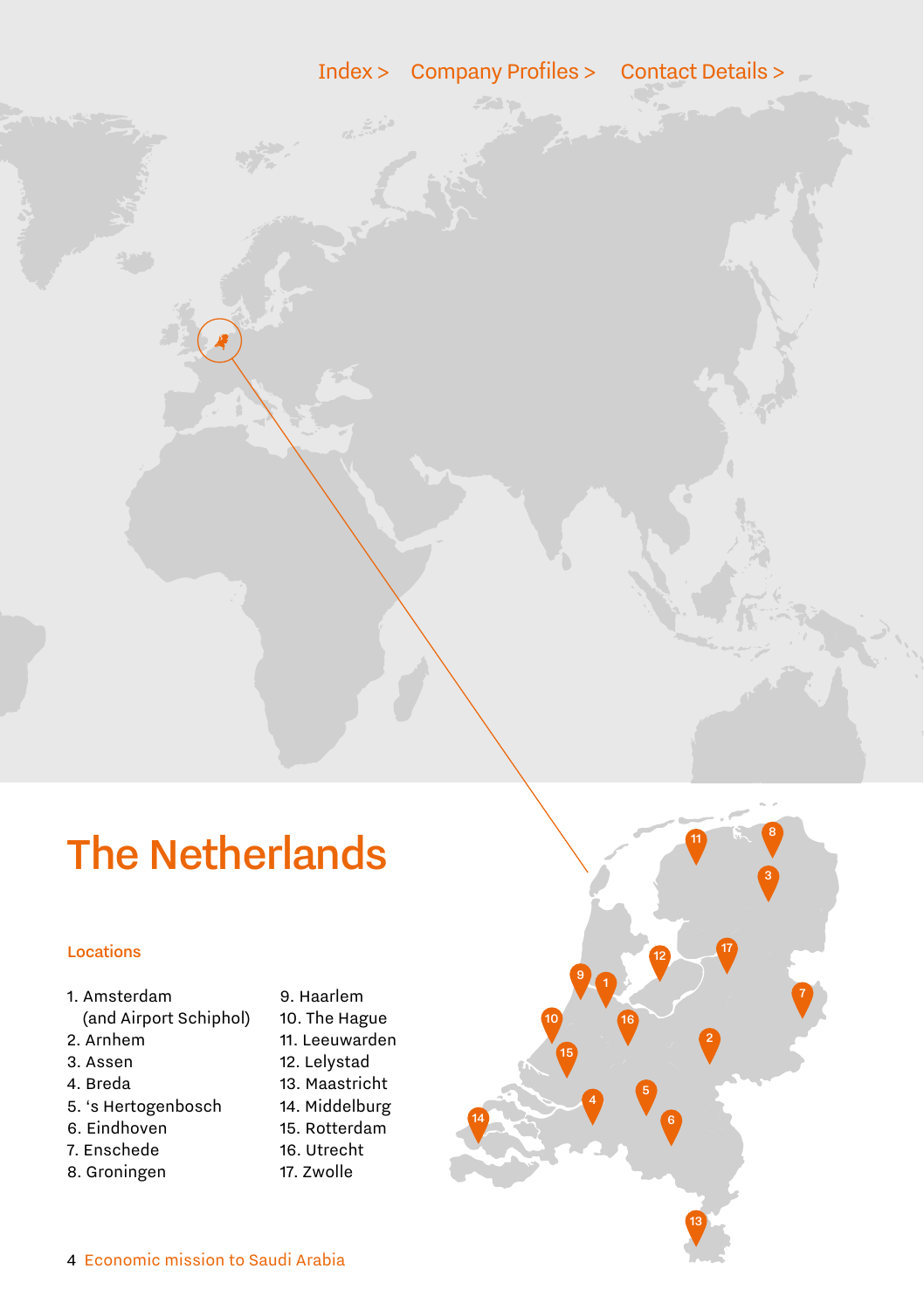Index > Company Profiles > Contact Details >

# The Netherlands

## Locations

1. Amsterdam (and Airport Schiphol)
2. Arnhem
3. Assen
4. Breda
5. 's Hertogenbosch
6. Eindhoven
7. Enschede
8. Groningen
9. Haarlem
10. The Hague
11. Leeuwarden
12. Lelystad
13. Maastricht
14. Middelburg
15. Rotterdam
16. Utrecht
17. Zwolle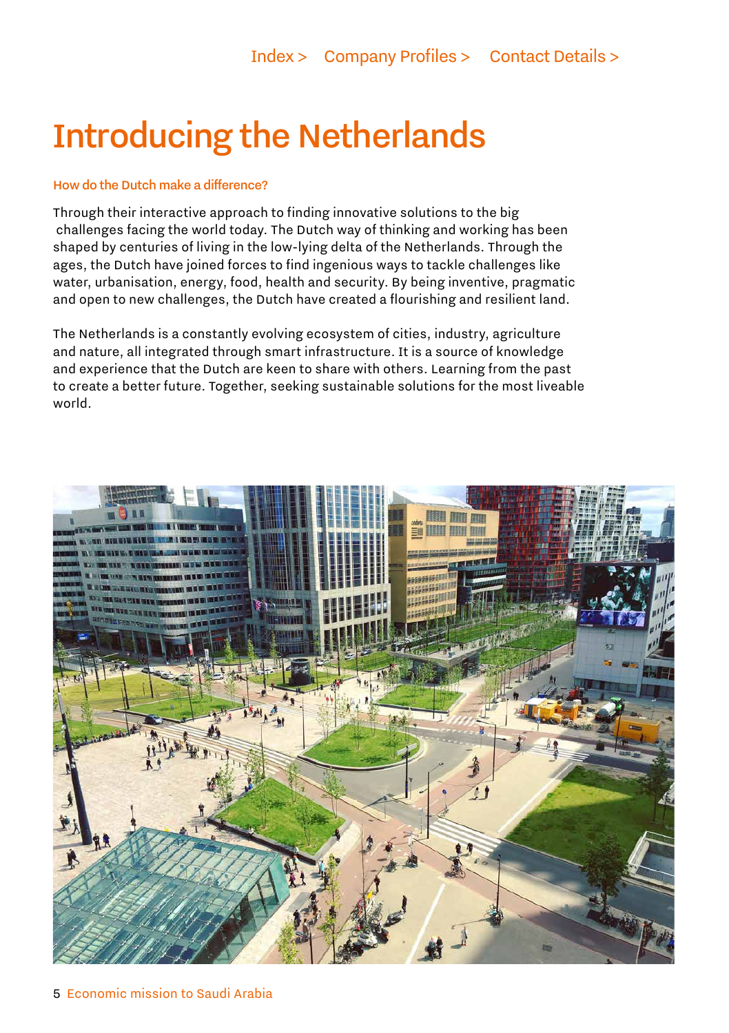# Introducing the Netherlands

**How do the Dutch make a difference?**

Through their interactive approach to finding innovative solutions to the big challenges facing the world today. The Dutch way of thinking and working has been shaped by centuries of living in the low-lying delta of the Netherlands. Through the ages, the Dutch have joined forces to find ingenious ways to tackle challenges like water, urbanisation, energy, food, health and security. By being inventive, pragmatic and open to new challenges, the Dutch have created a flourishing and resilient land.

The Netherlands is a constantly evolving ecosystem of cities, industry, agriculture and nature, all integrated through smart infrastructure. It is a source of knowledge and experience that the Dutch are keen to share with others. Learning from the past to create a better future. Together, seeking sustainable solutions for the most liveable world.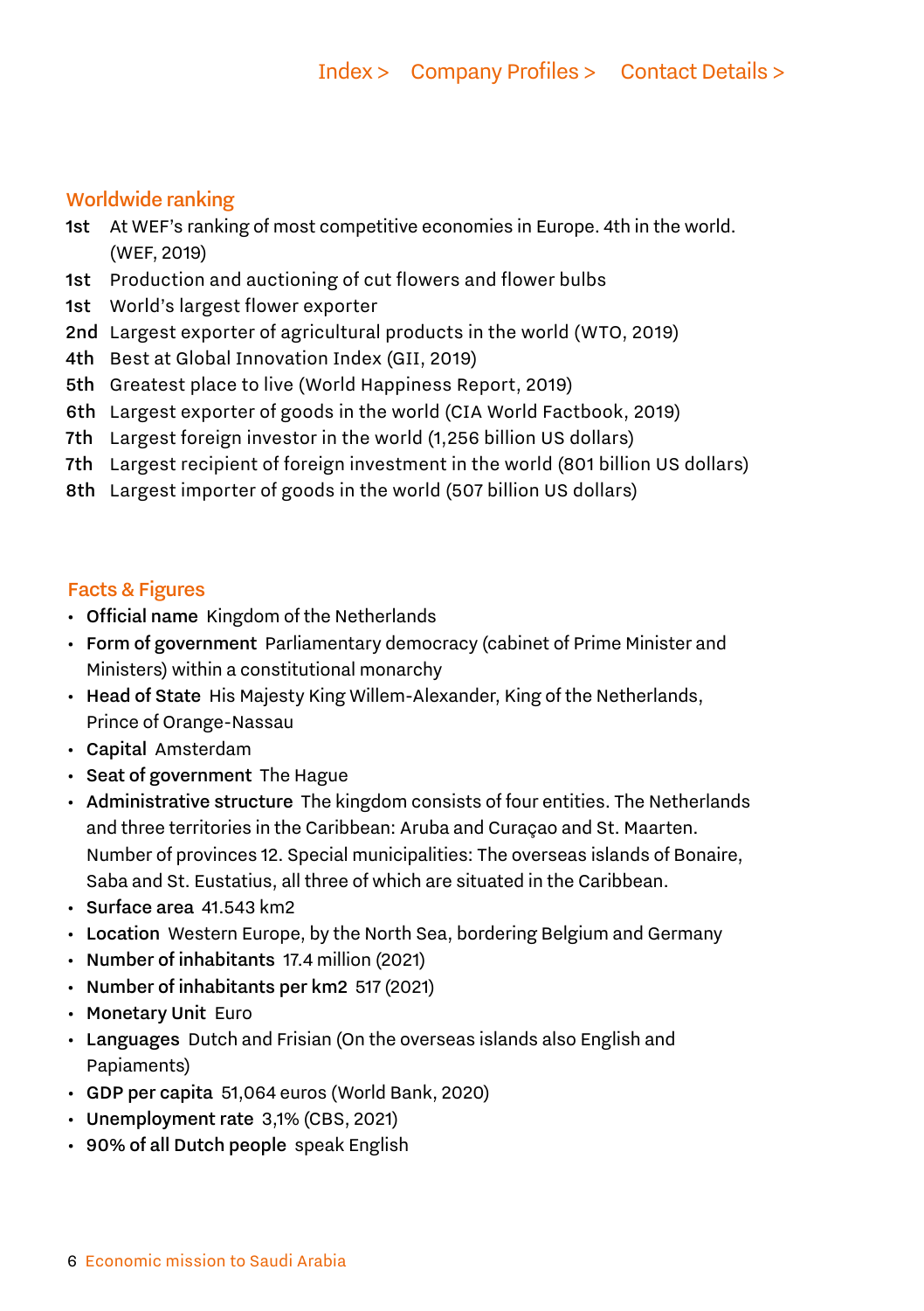## Worldwide ranking

**1st** At WEF's ranking of most competitive economies in Europe. 4th in the world. (WEF, 2019)
**1st** Production and auctioning of cut flowers and flower bulbs
**1st** World's largest flower exporter
**2nd** Largest exporter of agricultural products in the world (WTO, 2019)
**4th** Best at Global Innovation Index (GII, 2019)
**5th** Greatest place to live (World Happiness Report, 2019)
**6th** Largest exporter of goods in the world (CIA World Factbook, 2019)
**7th** Largest foreign investor in the world (1,256 billion US dollars)
**7th** Largest recipient of foreign investment in the world (801 billion US dollars)
**8th** Largest importer of goods in the world (507 billion US dollars)

## Facts & Figures

- **Official name** Kingdom of the Netherlands
- **Form of government** Parliamentary democracy (cabinet of Prime Minister and Ministers) within a constitutional monarchy
- **Head of State** His Majesty King Willem-Alexander, King of the Netherlands, Prince of Orange-Nassau
- **Capital** Amsterdam
- **Seat of government** The Hague
- **Administrative structure** The kingdom consists of four entities. The Netherlands and three territories in the Caribbean: Aruba and Curaçao and St. Maarten. Number of provinces 12. Special municipalities: The overseas islands of Bonaire, Saba and St. Eustatius, all three of which are situated in the Caribbean.
- **Surface area** 41.543 km2
- **Location** Western Europe, by the North Sea, bordering Belgium and Germany
- **Number of inhabitants** 17.4 million (2021)
- **Number of inhabitants per km2** 517 (2021)
- **Monetary Unit** Euro
- **Languages** Dutch and Frisian (On the overseas islands also English and Papiaments)
- **GDP per capita** 51,064 euros (World Bank, 2020)
- **Unemployment rate** 3,1% (CBS, 2021)
- **90% of all Dutch people** speak English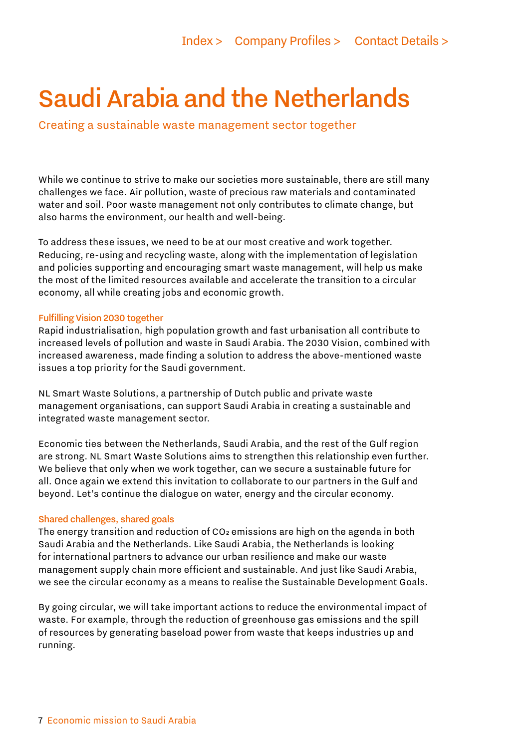# Saudi Arabia and the Netherlands

Creating a sustainable waste management sector together

While we continue to strive to make our societies more sustainable, there are still many challenges we face. Air pollution, waste of precious raw materials and contaminated water and soil. Poor waste management not only contributes to climate change, but also harms the environment, our health and well-being.

To address these issues, we need to be at our most creative and work together. Reducing, re-using and recycling waste, along with the implementation of legislation and policies supporting and encouraging smart waste management, will help us make the most of the limited resources available and accelerate the transition to a circular economy, all while creating jobs and economic growth.

### Fulfilling Vision 2030 together

Rapid industrialisation, high population growth and fast urbanisation all contribute to increased levels of pollution and waste in Saudi Arabia. The 2030 Vision, combined with increased awareness, made finding a solution to address the above-mentioned waste issues a top priority for the Saudi government.

NL Smart Waste Solutions, a partnership of Dutch public and private waste management organisations, can support Saudi Arabia in creating a sustainable and integrated waste management sector.

Economic ties between the Netherlands, Saudi Arabia, and the rest of the Gulf region are strong. NL Smart Waste Solutions aims to strengthen this relationship even further. We believe that only when we work together, can we secure a sustainable future for all. Once again we extend this invitation to collaborate to our partners in the Gulf and beyond. Let's continue the dialogue on water, energy and the circular economy.

### Shared challenges, shared goals

The energy transition and reduction of $CO_2$ emissions are high on the agenda in both Saudi Arabia and the Netherlands. Like Saudi Arabia, the Netherlands is looking for international partners to advance our urban resilience and make our waste management supply chain more efficient and sustainable. And just like Saudi Arabia, we see the circular economy as a means to realise the Sustainable Development Goals.

By going circular, we will take important actions to reduce the environmental impact of waste. For example, through the reduction of greenhouse gas emissions and the spill of resources by generating baseload power from waste that keeps industries up and running.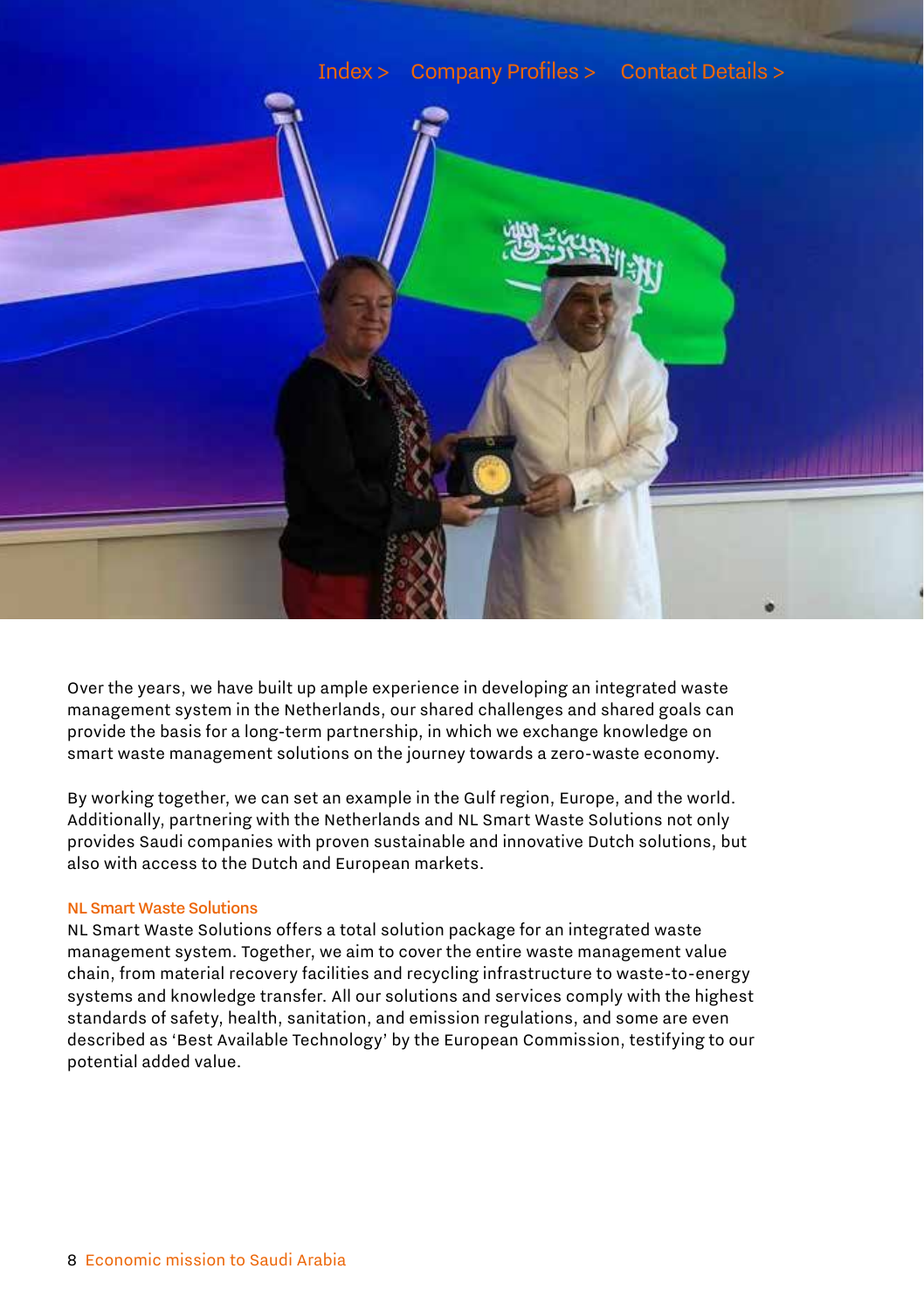Over the years, we have built up ample experience in developing an integrated waste management system in the Netherlands, our shared challenges and shared goals can provide the basis for a long-term partnership, in which we exchange knowledge on smart waste management solutions on the journey towards a zero-waste economy.

By working together, we can set an example in the Gulf region, Europe, and the world. Additionally, partnering with the Netherlands and NL Smart Waste Solutions not only provides Saudi companies with proven sustainable and innovative Dutch solutions, but also with access to the Dutch and European markets.

### NL Smart Waste Solutions

NL Smart Waste Solutions offers a total solution package for an integrated waste management system. Together, we aim to cover the entire waste management value chain, from material recovery facilities and recycling infrastructure to waste-to-energy systems and knowledge transfer. All our solutions and services comply with the highest standards of safety, health, sanitation, and emission regulations, and some are even described as 'Best Available Technology' by the European Commission, testifying to our potential added value.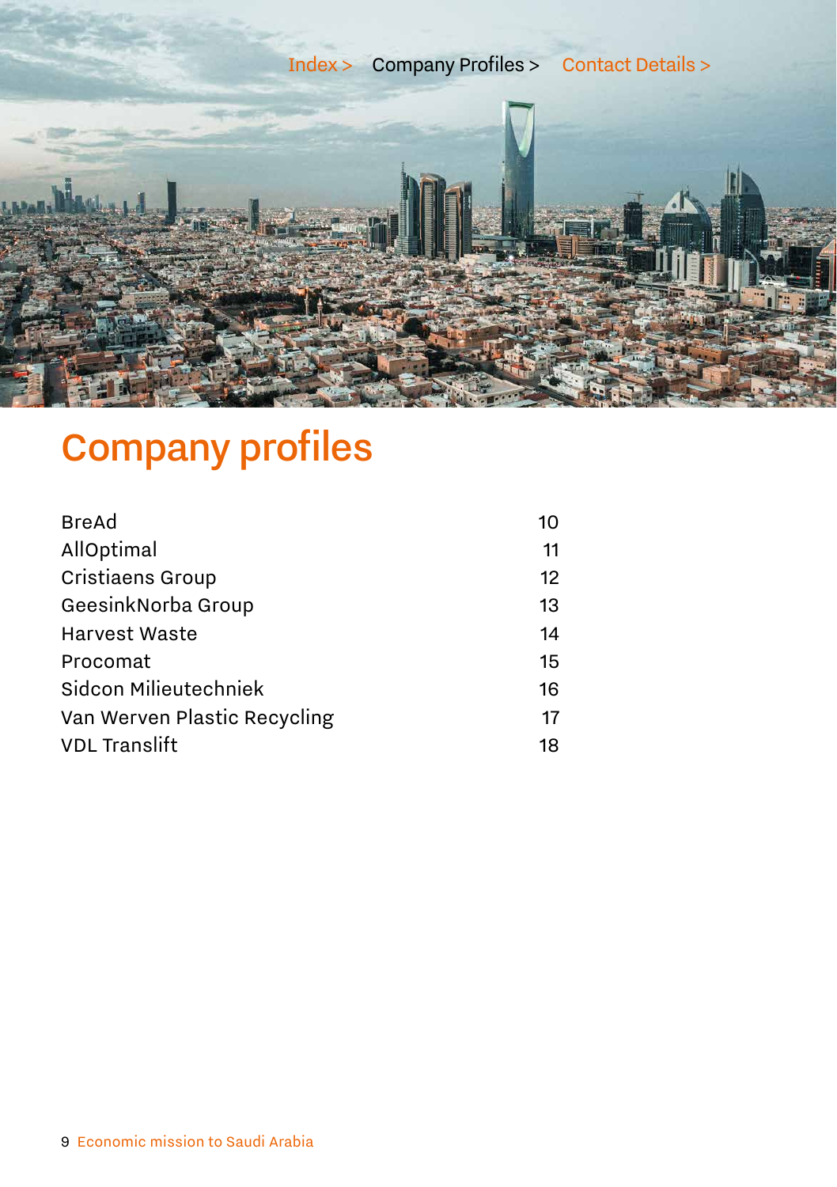Index > Company Profiles > Contact Details >

# Company profiles

| | |
|---|---|
| BreAd | 10 |
| AllOptimal | 11 |
| Cristiaens Group | 12 |
| GeesinkNorba Group | 13 |
| Harvest Waste | 14 |
| Procomat | 15 |
| Sidcon Milieutechniek | 16 |
| Van Werven Plastic Recycling | 17 |
| VDL Translift | 18 |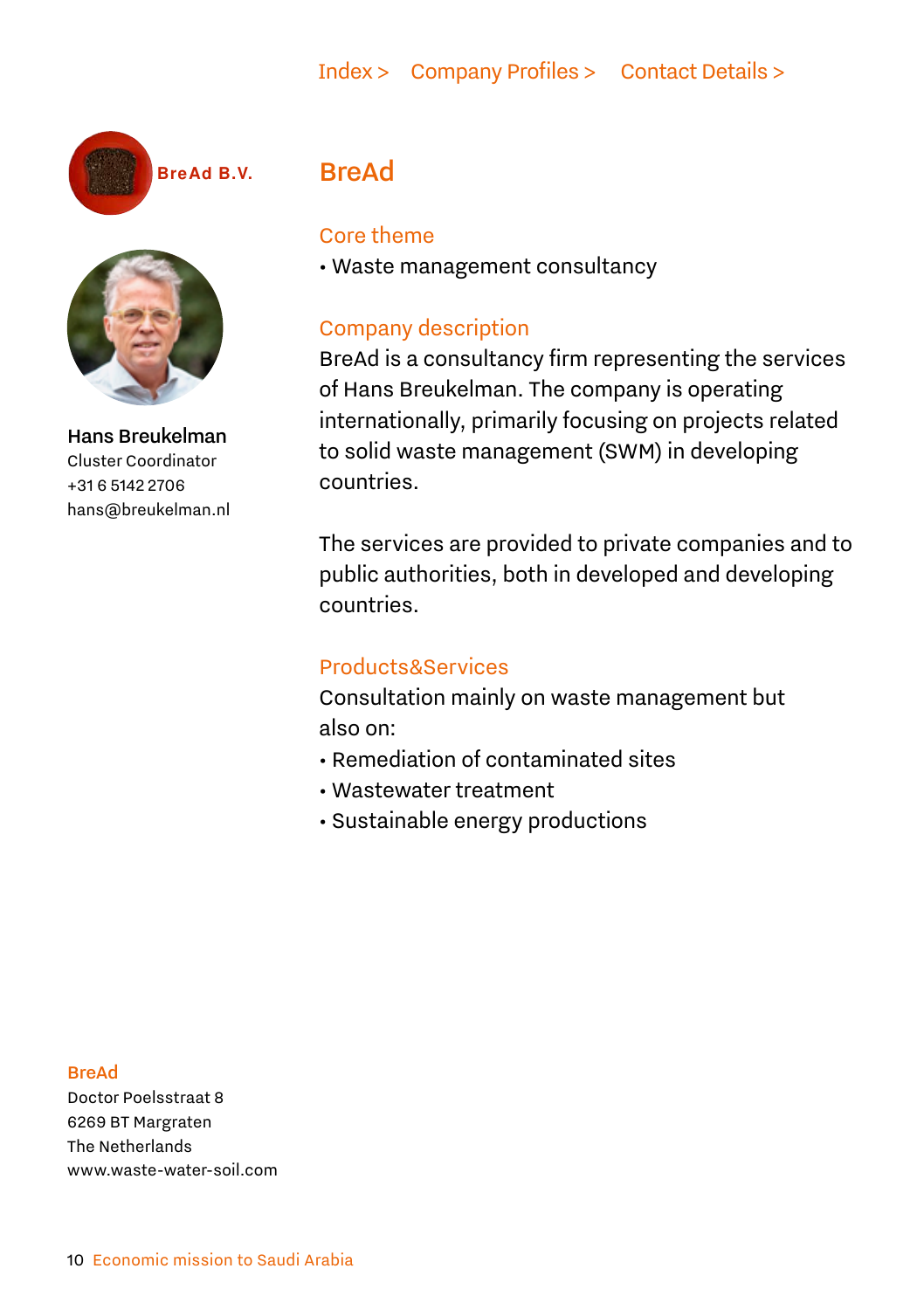Index > Company Profiles > Contact Details >

BreAd B.V.

**Hans Breukelman**
Cluster Coordinator
+31 6 5142 2706
hans@breukelman.nl

# BreAd

## Core theme

- Waste management consultancy

## Company description

BreAd is a consultancy firm representing the services of Hans Breukelman. The company is operating internationally, primarily focusing on projects related to solid waste management (SWM) in developing countries.

The services are provided to private companies and to public authorities, both in developed and developing countries.

## Products&Services

Consultation mainly on waste management but also on:

- Remediation of contaminated sites
- Wastewater treatment
- Sustainable energy productions

**BreAd**
Doctor Poelsstraat 8
6269 BT Margraten
The Netherlands
www.waste-water-soil.com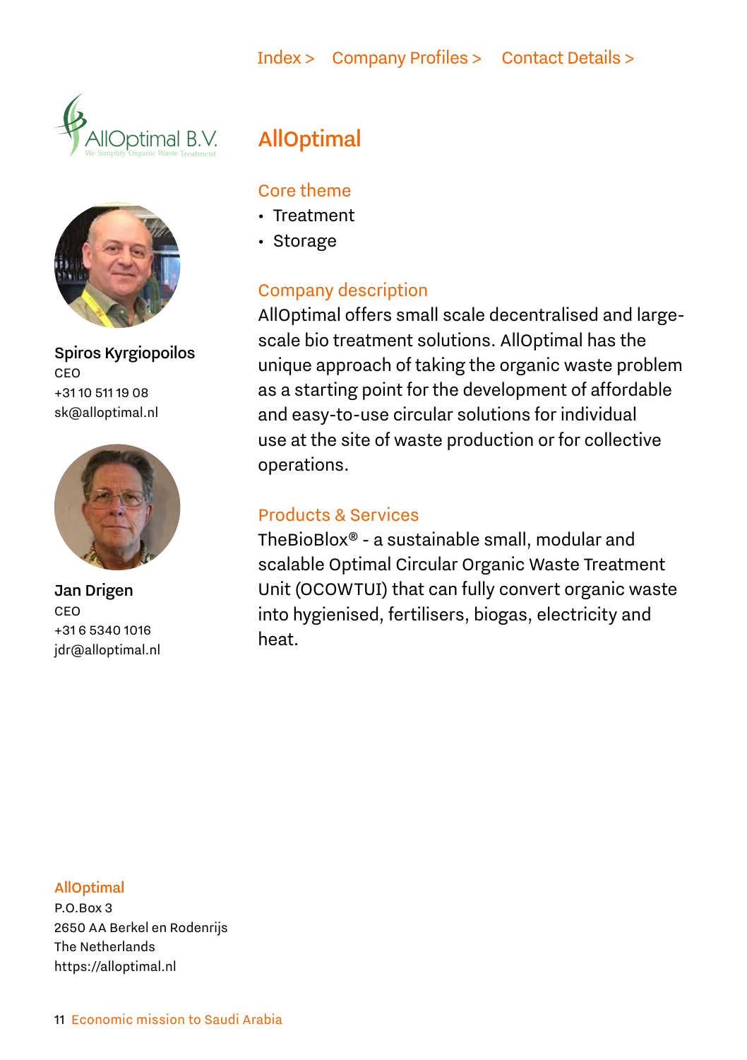Index > Company Profiles > Contact Details >

# AllOptimal

**Spiros Kyrgiopoilos**
CEO
+31 10 511 19 08
sk@alloptimal.nl

**Jan Drigen**
CEO
+31 6 5340 1016
jdr@alloptimal.nl

## Core theme

- Treatment
- Storage

## Company description

AllOptimal offers small scale decentralised and large-scale bio treatment solutions. AllOptimal has the unique approach of taking the organic waste problem as a starting point for the development of affordable and easy-to-use circular solutions for individual use at the site of waste production or for collective operations.

## Products & Services

TheBioBlox® - a sustainable small, modular and scalable Optimal Circular Organic Waste Treatment Unit (OCOWTUI) that can fully convert organic waste into hygienised, fertilisers, biogas, electricity and heat.

**AllOptimal**
P.O.Box 3
2650 AA Berkel en Rodenrijs
The Netherlands
https://alloptimal.nl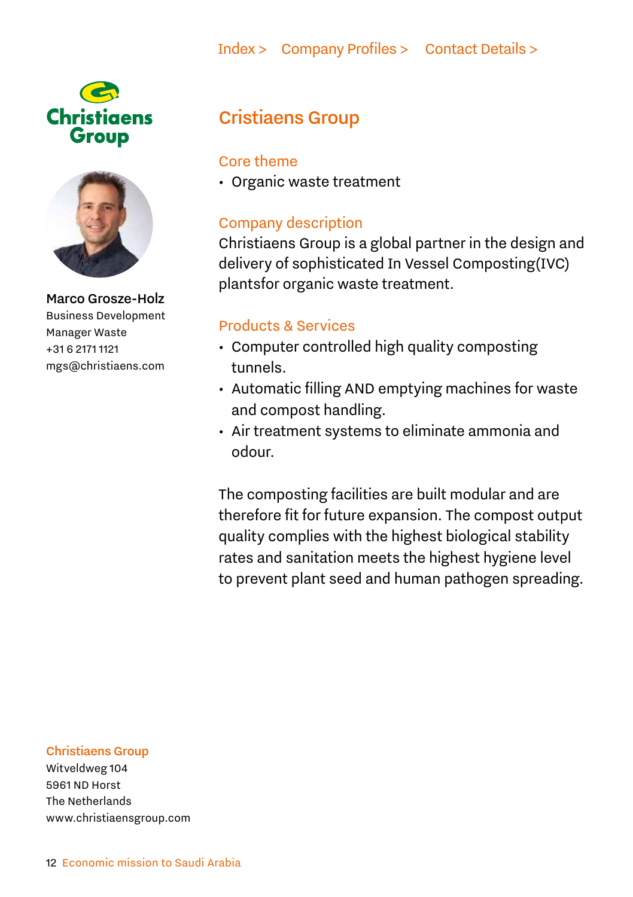Index > Company Profiles > Contact Details >

## Cristiaens Group

### Core theme

- Organic waste treatment

### Company description

Christiaens Group is a global partner in the design and delivery of sophisticated In Vessel Composting(IVC) plantsfor organic waste treatment.

### Products & Services

- Computer controlled high quality composting tunnels.
- Automatic filling AND emptying machines for waste and compost handling.
- Air treatment systems to eliminate ammonia and odour.

The composting facilities are built modular and are therefore fit for future expansion. The compost output quality complies with the highest biological stability rates and sanitation meets the highest hygiene level to prevent plant seed and human pathogen spreading.

**Marco Grosze-Holz**
Business Development Manager Waste
+31 6 2171 1121
mgs@christiaens.com

**Christiaens Group**
Witveldweg 104
5961 ND Horst
The Netherlands
www.christiaensgroup.com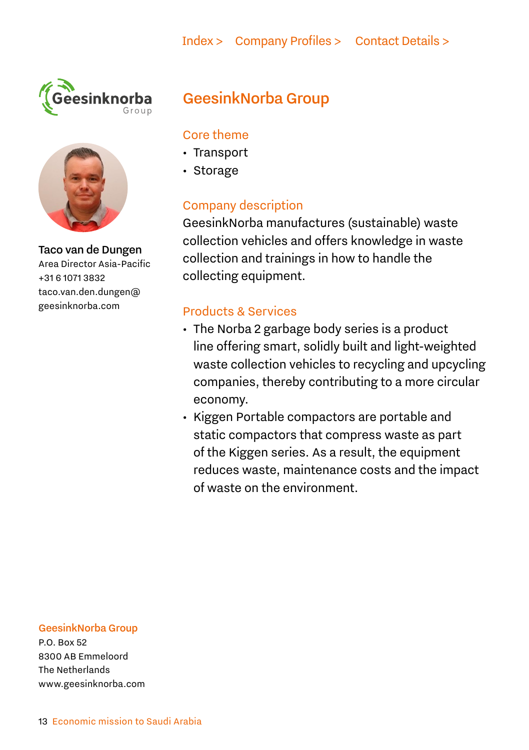# GeesinkNorba Group

## Core theme

- Transport
- Storage

## Company description

GeesinkNorba manufactures (sustainable) waste collection vehicles and offers knowledge in waste collection and trainings in how to handle the collecting equipment.

## Products & Services

- The Norba 2 garbage body series is a product line offering smart, solidly built and light-weighted waste collection vehicles to recycling and upcycling companies, thereby contributing to a more circular economy.
- Kiggen Portable compactors are portable and static compactors that compress waste as part of the Kiggen series. As a result, the equipment reduces waste, maintenance costs and the impact of waste on the environment.

**Taco van de Dungen**
Area Director Asia-Pacific
+31 6 1071 3832
taco.van.den.dungen@geesinknorba.com

**GeesinkNorba Group**
P.O. Box 52
8300 AB Emmeloord
The Netherlands
www.geesinknorba.com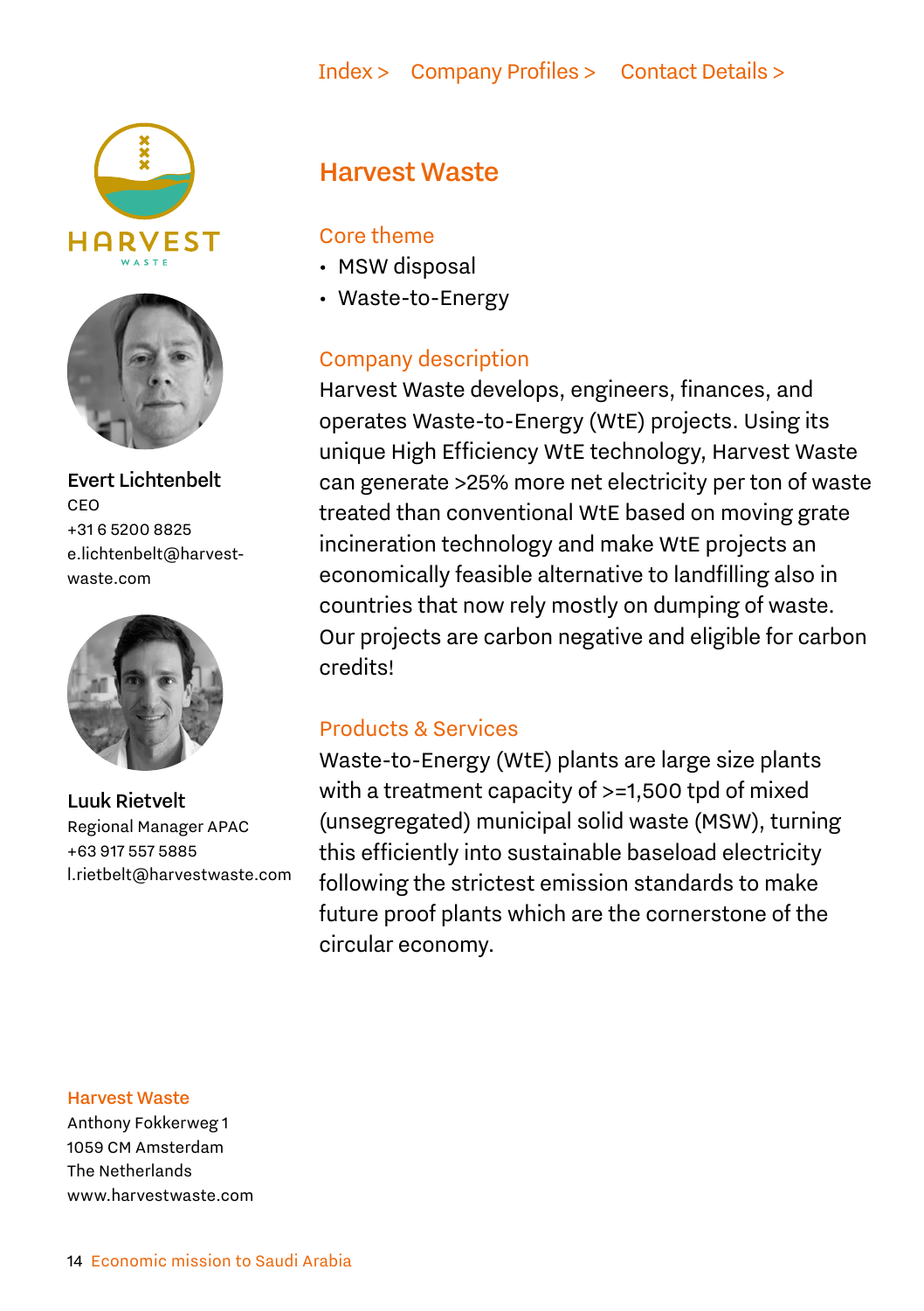Index > Company Profiles > Contact Details >

## Harvest Waste

**Evert Lichtenbelt**
CEO
+31 6 5200 8825
e.lichtenbelt@harvest-waste.com

**Luuk Rietvelt**
Regional Manager APAC
+63 917 557 5885
l.rietbelt@harvestwaste.com

### Core theme

- MSW disposal
- Waste-to-Energy

### Company description

Harvest Waste develops, engineers, finances, and operates Waste-to-Energy (WtE) projects. Using its unique High Efficiency WtE technology, Harvest Waste can generate >25% more net electricity per ton of waste treated than conventional WtE based on moving grate incineration technology and make WtE projects an economically feasible alternative to landfilling also in countries that now rely mostly on dumping of waste. Our projects are carbon negative and eligible for carbon credits!

### Products & Services

Waste-to-Energy (WtE) plants are large size plants with a treatment capacity of >=1,500 tpd of mixed (unsegregated) municipal solid waste (MSW), turning this efficiently into sustainable baseload electricity following the strictest emission standards to make future proof plants which are the cornerstone of the circular economy.

**Harvest Waste**
Anthony Fokkerweg 1
1059 CM Amsterdam
The Netherlands
www.harvestwaste.com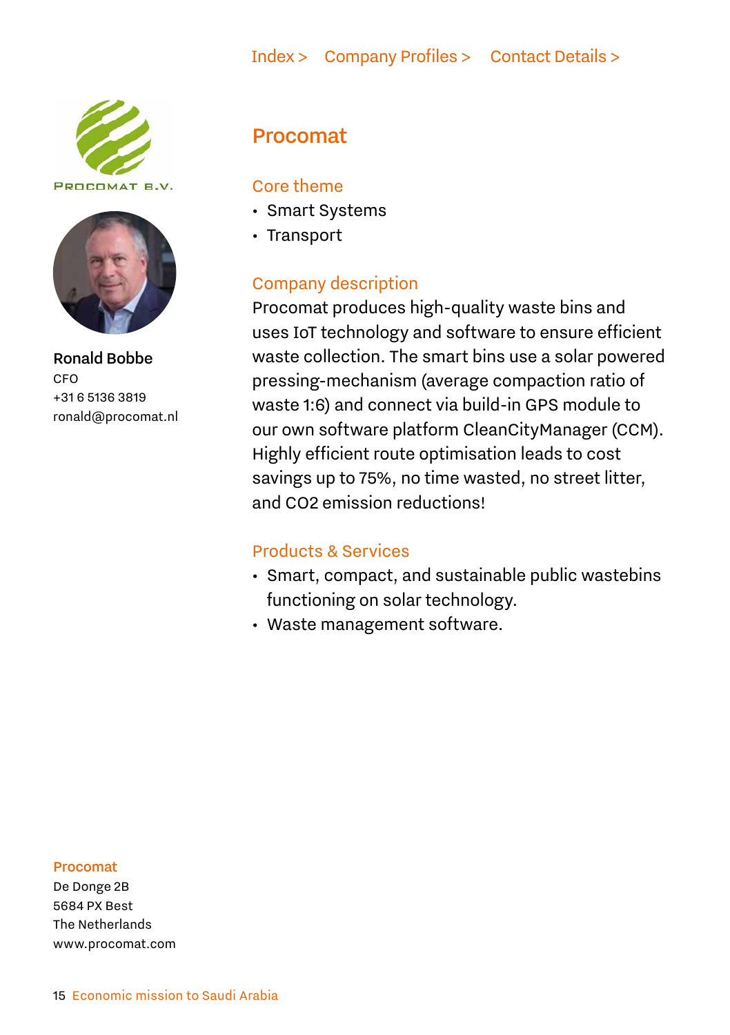Index > Company Profiles > Contact Details >

PROCOMAT B.V.

**Ronald Bobbe**
CFO
+31 6 5136 3819
ronald@procomat.nl

# Procomat

## Core theme

- Smart Systems
- Transport

## Company description

Procomat produces high-quality waste bins and uses IoT technology and software to ensure efficient waste collection. The smart bins use a solar powered pressing-mechanism (average compaction ratio of waste 1:6) and connect via build-in GPS module to our own software platform CleanCityManager (CCM). Highly efficient route optimisation leads to cost savings up to 75%, no time wasted, no street litter, and $CO_2$ emission reductions!

## Products & Services

- Smart, compact, and sustainable public wastebins functioning on solar technology.
- Waste management software.

**Procomat**
De Donge 2B
5684 PX Best
The Netherlands
www.procomat.com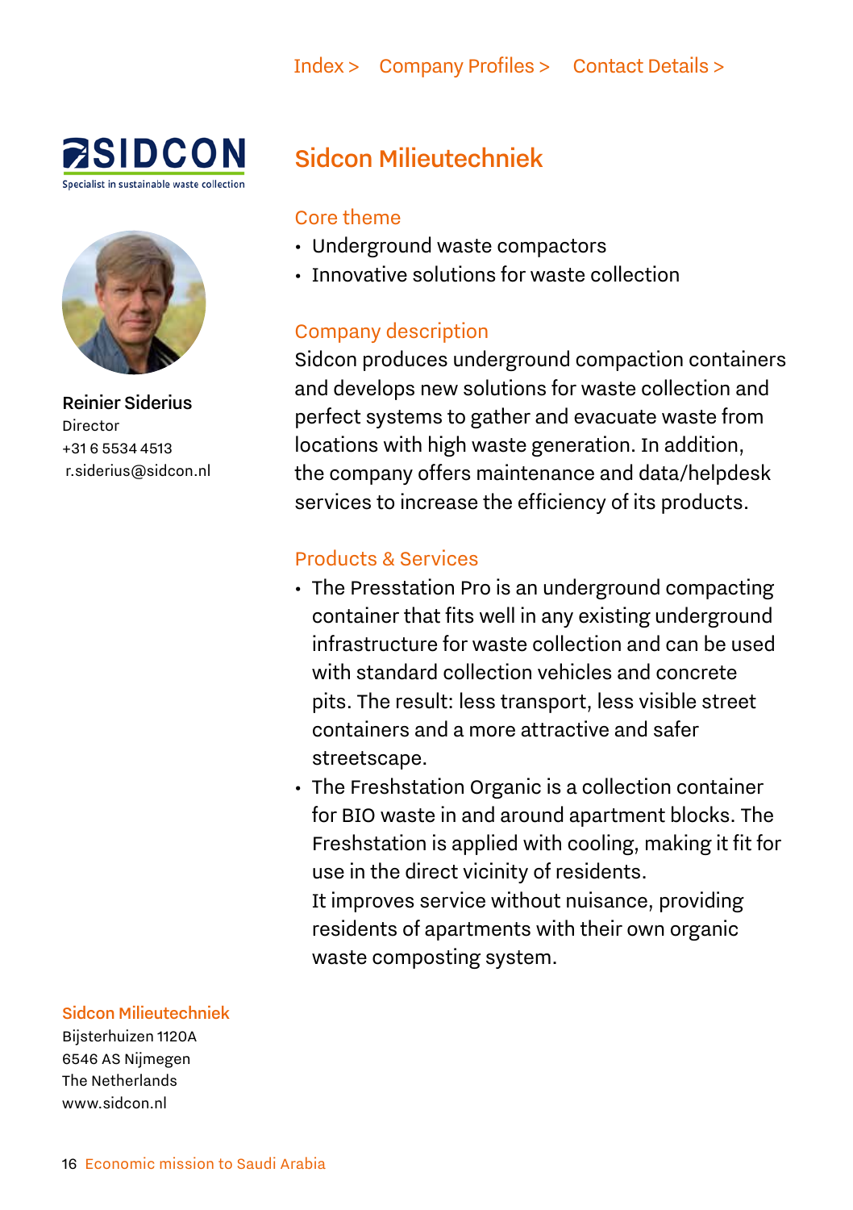Index > Company Profiles > Contact Details >

SIDCON
Specialist in sustainable waste collection

**Reinier Siderius**
Director
+31 6 5534 4513
r.siderius@sidcon.nl

# Sidcon Milieutechniek

## Core theme

- Underground waste compactors
- Innovative solutions for waste collection

## Company description

Sidcon produces underground compaction containers and develops new solutions for waste collection and perfect systems to gather and evacuate waste from locations with high waste generation. In addition, the company offers maintenance and data/helpdesk services to increase the efficiency of its products.

## Products & Services

- The Presstation Pro is an underground compacting container that fits well in any existing underground infrastructure for waste collection and can be used with standard collection vehicles and concrete pits. The result: less transport, less visible street containers and a more attractive and safer streetscape.
- The Freshstation Organic is a collection container for BIO waste in and around apartment blocks. The Freshstation is applied with cooling, making it fit for use in the direct vicinity of residents.
  It improves service without nuisance, providing residents of apartments with their own organic waste composting system.

**Sidcon Milieutechniek**
Bijsterhuizen 1120A
6546 AS Nijmegen
The Netherlands
www.sidcon.nl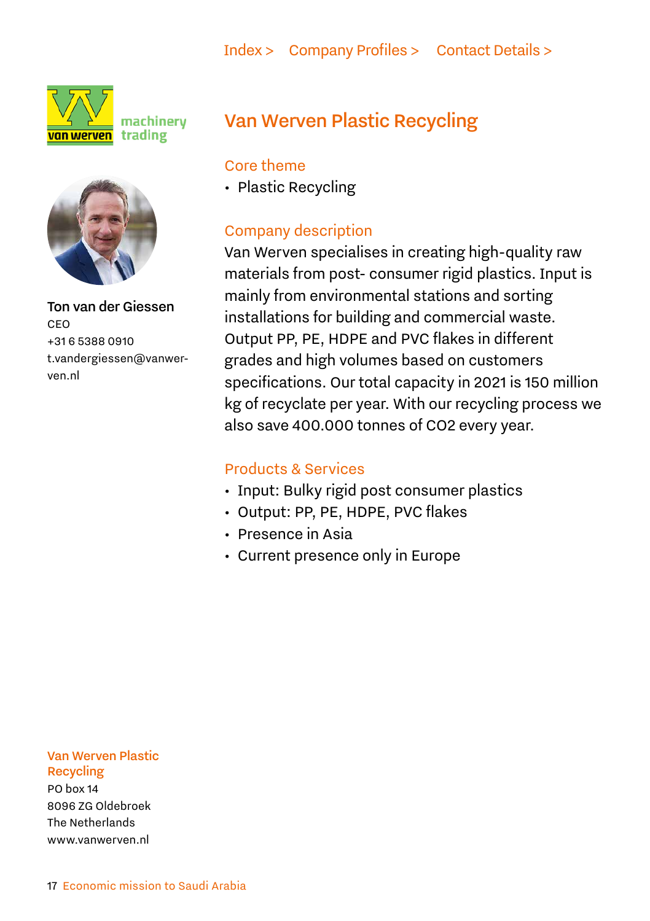Index > Company Profiles > Contact Details >

machinery trading

**Ton van der Giessen**
CEO
+31 6 5388 0910
t.vandergiessen@vanwerven.nl

# Van Werven Plastic Recycling

## Core theme

- Plastic Recycling

## Company description

Van Werven specialises in creating high-quality raw materials from post- consumer rigid plastics. Input is mainly from environmental stations and sorting installations for building and commercial waste. Output PP, PE, HDPE and PVC flakes in different grades and high volumes based on customers specifications. Our total capacity in 2021 is 150 million kg of recyclate per year. With our recycling process we also save 400.000 tonnes of $CO_2$ every year.

## Products & Services

- Input: Bulky rigid post consumer plastics
- Output: PP, PE, HDPE, PVC flakes
- Presence in Asia
- Current presence only in Europe

**Van Werven Plastic Recycling**
PO box 14
8096 ZG Oldebroek
The Netherlands
www.vanwerven.nl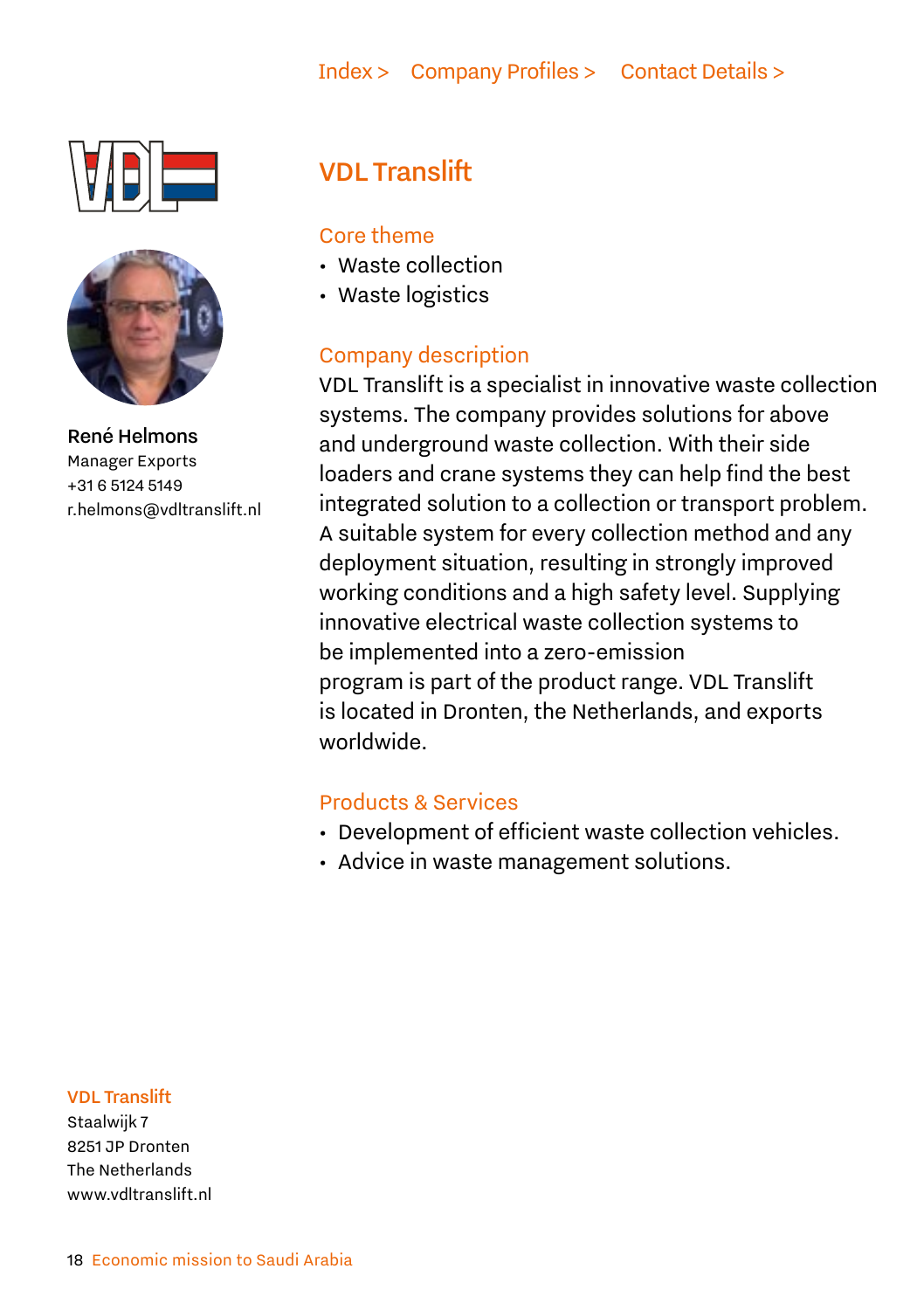Index > Company Profiles > Contact Details >

**René Helmons**
Manager Exports
+31 6 5124 5149
r.helmons@vdltranslift.nl

# VDL Translift

## Core theme

- Waste collection
- Waste logistics

## Company description

VDL Translift is a specialist in innovative waste collection systems. The company provides solutions for above and underground waste collection. With their side loaders and crane systems they can help find the best integrated solution to a collection or transport problem. A suitable system for every collection method and any deployment situation, resulting in strongly improved working conditions and a high safety level. Supplying innovative electrical waste collection systems to be implemented into a zero-emission program is part of the product range. VDL Translift is located in Dronten, the Netherlands, and exports worldwide.

## Products & Services

- Development of efficient waste collection vehicles.
- Advice in waste management solutions.

**VDL Translift**
Staalwijk 7
8251 JP Dronten
The Netherlands
www.vdltranslift.nl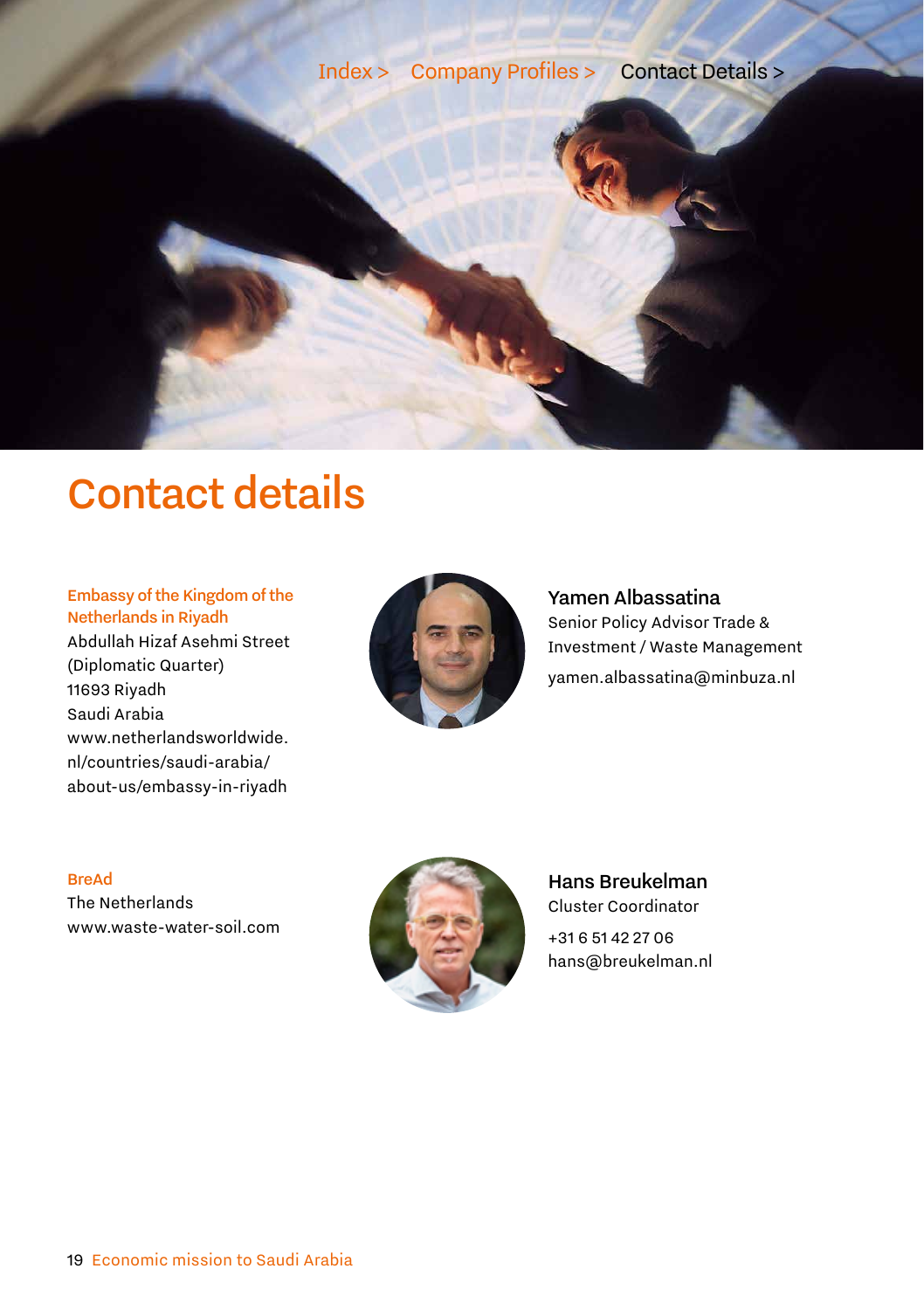# Contact details

**Embassy of the Kingdom of the Netherlands in Riyadh**
Abdullah Hizaf Asehmi Street
(Diplomatic Quarter)
11693 Riyadh
Saudi Arabia
www.netherlandsworldwide.nl/countries/saudi-arabia/about-us/embassy-in-riyadh

**Yamen Albassatina**
Senior Policy Advisor Trade & Investment / Waste Management
yamen.albassatina@minbuza.nl

**BreAd**
The Netherlands
www.waste-water-soil.com

**Hans Breukelman**
Cluster Coordinator
+31 6 51 42 27 06
hans@breukelman.nl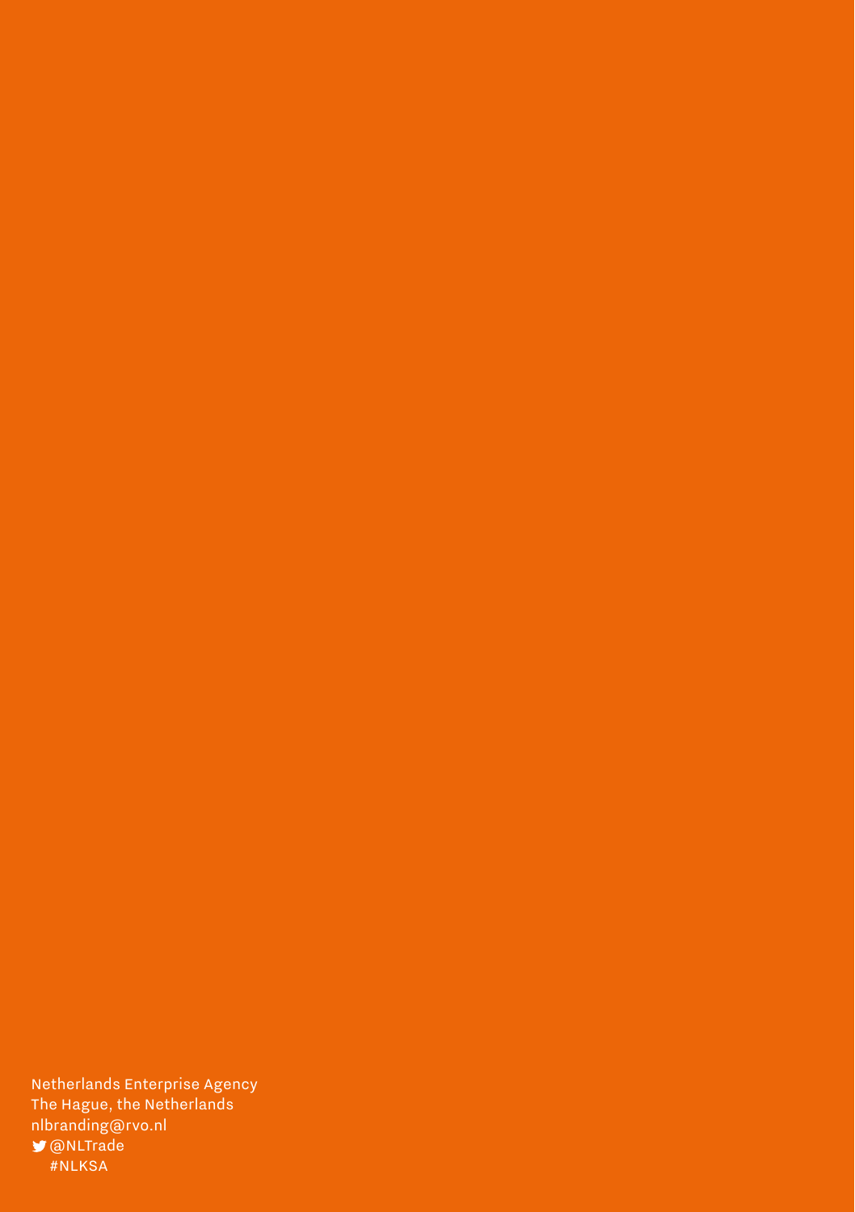Netherlands Enterprise Agency
The Hague, the Netherlands
nlbranding@rvo.nl
@NLTrade
#NLKSA